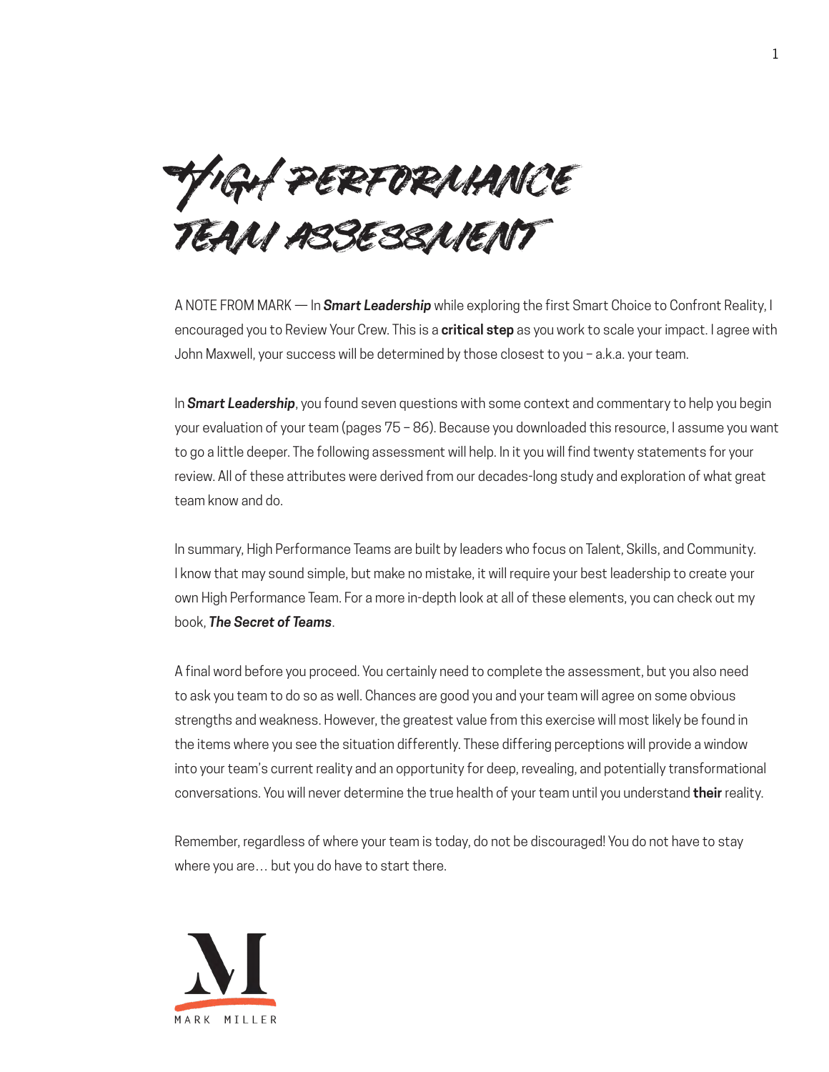# HIGH PERFORMANCE TEAM ASSESSMENT

A NOTE FROM MARK — In ***Smart Leadership*** while exploring the first Smart Choice to Confront Reality, I encouraged you to Review Your Crew. This is a **critical step** as you work to scale your impact. I agree with John Maxwell, your success will be determined by those closest to you – a.k.a. your team.

In ***Smart Leadership***, you found seven questions with some context and commentary to help you begin your evaluation of your team (pages 75 – 86). Because you downloaded this resource, I assume you want to go a little deeper. The following assessment will help. In it you will find twenty statements for your review. All of these attributes were derived from our decades-long study and exploration of what great team know and do.

In summary, High Performance Teams are built by leaders who focus on Talent, Skills, and Community. I know that may sound simple, but make no mistake, it will require your best leadership to create your own High Performance Team. For a more in-depth look at all of these elements, you can check out my book, ***The Secret of Teams***.

A final word before you proceed. You certainly need to complete the assessment, but you also need to ask you team to do so as well. Chances are good you and your team will agree on some obvious strengths and weakness. However, the greatest value from this exercise will most likely be found in the items where you see the situation differently. These differing perceptions will provide a window into your team's current reality and an opportunity for deep, revealing, and potentially transformational conversations. You will never determine the true health of your team until you understand **their** reality.

Remember, regardless of where your team is today, do not be discouraged! You do not have to stay where you are… but you do have to start there.

MARK MILLER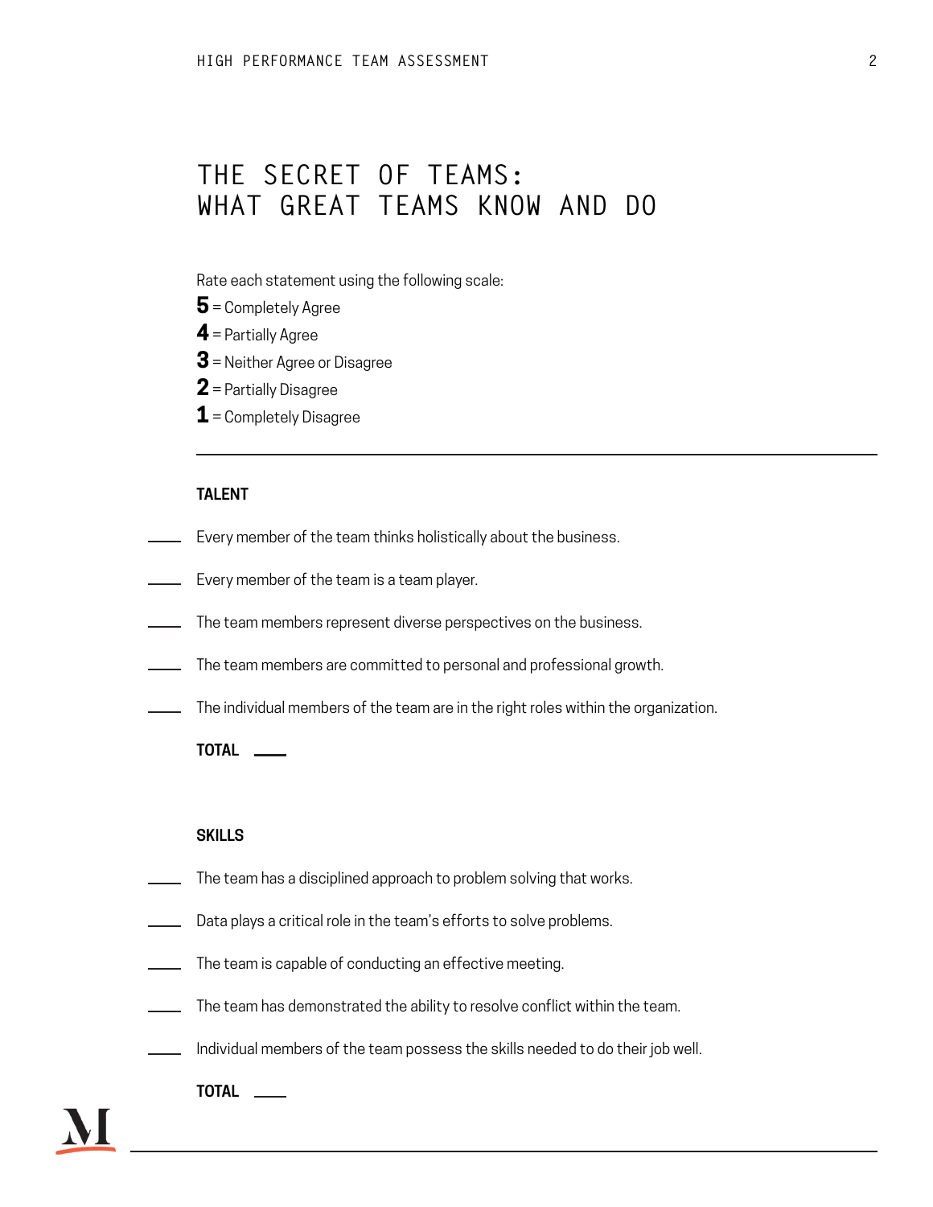# THE SECRET OF TEAMS: WHAT GREAT TEAMS KNOW AND DO

Rate each statement using the following scale:

**5** = Completely Agree
**4** = Partially Agree
**3** = Neither Agree or Disagree
**2** = Partially Disagree
**1** = Completely Disagree

---

### TALENT

____ Every member of the team thinks holistically about the business.

____ Every member of the team is a team player.

____ The team members represent diverse perspectives on the business.

____ The team members are committed to personal and professional growth.

____ The individual members of the team are in the right roles within the organization.

**TOTAL** ____

### SKILLS

____ The team has a disciplined approach to problem solving that works.

____ Data plays a critical role in the team's efforts to solve problems.

____ The team is capable of conducting an effective meeting.

____ The team has demonstrated the ability to resolve conflict within the team.

____ Individual members of the team possess the skills needed to do their job well.

**TOTAL** ____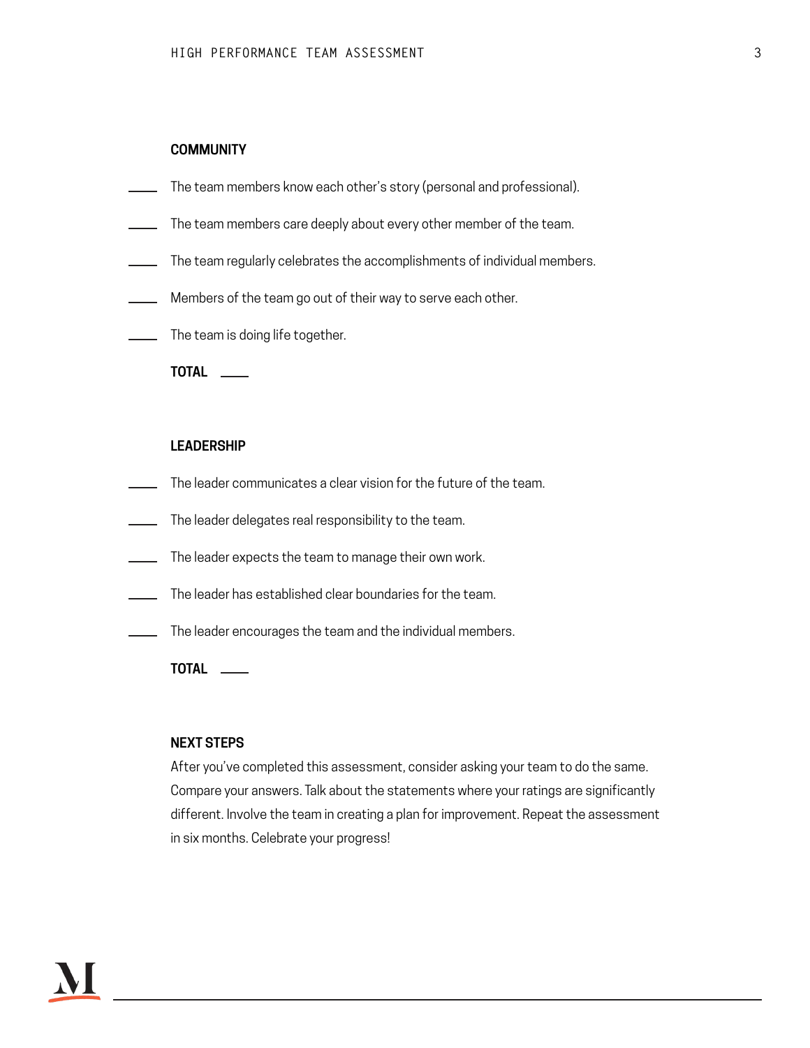**COMMUNITY**

____ The team members know each other's story (personal and professional).

____ The team members care deeply about every other member of the team.

____ The team regularly celebrates the accomplishments of individual members.

____ Members of the team go out of their way to serve each other.

____ The team is doing life together.

**TOTAL** ____

**LEADERSHIP**

____ The leader communicates a clear vision for the future of the team.

____ The leader delegates real responsibility to the team.

____ The leader expects the team to manage their own work.

____ The leader has established clear boundaries for the team.

____ The leader encourages the team and the individual members.

**TOTAL** ____

**NEXT STEPS**

After you've completed this assessment, consider asking your team to do the same. Compare your answers. Talk about the statements where your ratings are significantly different. Involve the team in creating a plan for improvement. Repeat the assessment in six months. Celebrate your progress!